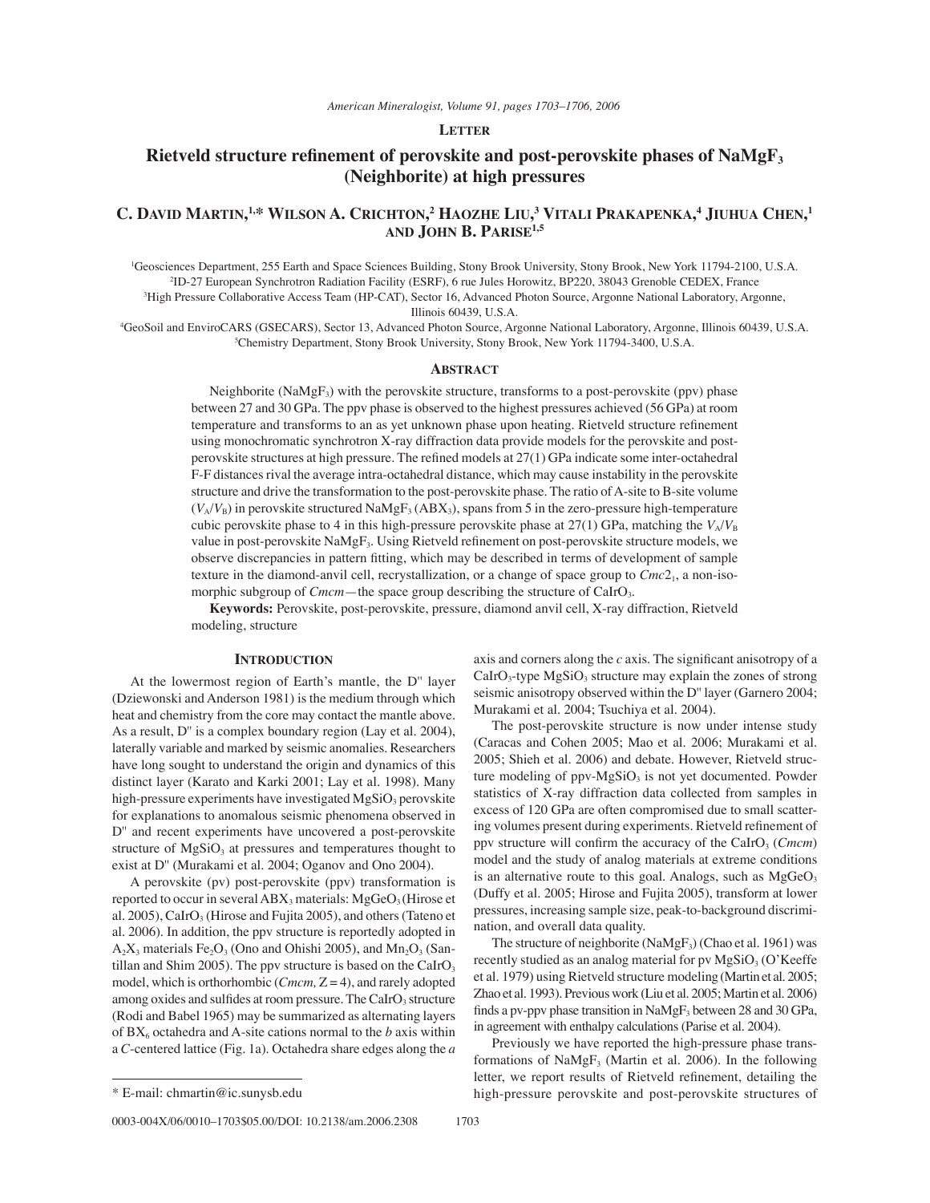**Letter**

# Rietveld structure refinement of perovskite and post-perovskite phases of $NaMgF_3$ (Neighborite) at high pressures

**C. David Martin,[1,*] Wilson A. Crichton,[2] Haozhe Liu,[3] Vitali Prakapenka,[4] Jiuhua Chen,[1] and John B. Parise[1,5]**

[1]Geosciences Department, 255 Earth and Space Sciences Building, Stony Brook University, Stony Brook, New York 11794-2100, U.S.A.
[2]ID-27 European Synchrotron Radiation Facility (ESRF), 6 rue Jules Horowitz, BP220, 38043 Grenoble CEDEX, France
[3]High Pressure Collaborative Access Team (HP-CAT), Sector 16, Advanced Photon Source, Argonne National Laboratory, Argonne, Illinois 60439, U.S.A.
[4]GeoSoil and EnviroCARS (GSECARS), Sector 13, Advanced Photon Source, Argonne National Laboratory, Argonne, Illinois 60439, U.S.A.
[5]Chemistry Department, Stony Brook University, Stony Brook, New York 11794-3400, U.S.A.

## Abstract

Neighborite ($NaMgF_3$) with the perovskite structure, transforms to a post-perovskite (ppv) phase between 27 and 30 GPa. The ppv phase is observed to the highest pressures achieved (56 GPa) at room temperature and transforms to an as yet unknown phase upon heating. Rietveld structure refinement using monochromatic synchrotron X-ray diffraction data provide models for the perovskite and post-perovskite structures at high pressure. The refined models at 27(1) GPa indicate some inter-octahedral F-F distances rival the average intra-octahedral distance, which may cause instability in the perovskite structure and drive the transformation to the post-perovskite phase. The ratio of A-site to B-site volume ($V_A/V_B$) in perovskite structured $NaMgF_3$ ($ABX_3$), spans from 5 in the zero-pressure high-temperature cubic perovskite phase to 4 in this high-pressure perovskite phase at 27(1) GPa, matching the $V_A/V_B$ value in post-perovskite $NaMgF_3$. Using Rietveld refinement on post-perovskite structure models, we observe discrepancies in pattern fitting, which may be described in terms of development of sample texture in the diamond-anvil cell, recrystallization, or a change of space group to *Cmc*$2_1$, a non-isomorphic subgroup of *Cmcm*—the space group describing the structure of $CaIrO_3$.

**Keywords:** Perovskite, post-perovskite, pressure, diamond anvil cell, X-ray diffraction, Rietveld modeling, structure

## Introduction

At the lowermost region of Earth's mantle, the D'' layer (Dziewonski and Anderson 1981) is the medium through which heat and chemistry from the core may contact the mantle above. As a result, D'' is a complex boundary region (Lay et al. 2004), laterally variable and marked by seismic anomalies. Researchers have long sought to understand the origin and dynamics of this distinct layer (Karato and Karki 2001; Lay et al. 1998). Many high-pressure experiments have investigated $MgSiO_3$ perovskite for explanations to anomalous seismic phenomena observed in D'' and recent experiments have uncovered a post-perovskite structure of $MgSiO_3$ at pressures and temperatures thought to exist at D'' (Murakami et al. 2004; Oganov and Ono 2004).

A perovskite (pv) post-perovskite (ppv) transformation is reported to occur in several $ABX_3$ materials: $MgGeO_3$ (Hirose et al. 2005), $CaIrO_3$ (Hirose and Fujita 2005), and others (Tateno et al. 2006). In addition, the ppv structure is reportedly adopted in $A_2X_3$ materials $Fe_2O_3$ (Ono and Ohishi 2005), and $Mn_2O_3$ (Santillan and Shim 2005). The ppv structure is based on the $CaIrO_3$ model, which is orthorhombic (*Cmcm*, Z = 4), and rarely adopted among oxides and sulfides at room pressure. The $CaIrO_3$ structure (Rodi and Babel 1965) may be summarized as alternating layers of $BX_6$ octahedra and A-site cations normal to the *b* axis within a *C*-centered lattice (Fig. 1a). Octahedra share edges along the *a* axis and corners along the *c* axis. The significant anisotropy of a $CaIrO_3$-type $MgSiO_3$ structure may explain the zones of strong seismic anisotropy observed within the D'' layer (Garnero 2004; Murakami et al. 2004; Tsuchiya et al. 2004).

The post-perovskite structure is now under intense study (Caracas and Cohen 2005; Mao et al. 2006; Murakami et al. 2005; Shieh et al. 2006) and debate. However, Rietveld structure modeling of ppv-$MgSiO_3$ is not yet documented. Powder statistics of X-ray diffraction data collected from samples in excess of 120 GPa are often compromised due to small scattering volumes present during experiments. Rietveld refinement of ppv structure will confirm the accuracy of the $CaIrO_3$ (*Cmcm*) model and the study of analog materials at extreme conditions is an alternative route to this goal. Analogs, such as $MgGeO_3$ (Duffy et al. 2005; Hirose and Fujita 2005), transform at lower pressures, increasing sample size, peak-to-background discrimination, and overall data quality.

The structure of neighborite ($NaMgF_3$) (Chao et al. 1961) was recently studied as an analog material for pv $MgSiO_3$ (O'Keeffe et al. 1979) using Rietveld structure modeling (Martin et al. 2005; Zhao et al. 1993). Previous work (Liu et al. 2005; Martin et al. 2006) finds a pv-ppv phase transition in $NaMgF_3$ between 28 and 30 GPa, in agreement with enthalpy calculations (Parise et al. 2004).

Previously we have reported the high-pressure phase transformations of $NaMgF_3$ (Martin et al. 2006). In the following letter, we report results of Rietveld refinement, detailing the high-pressure perovskite and post-perovskite structures of

\* E-mail: chmartin@ic.sunysb.edu

0003-004X/06/0010–1703$05.00/DOI: 10.2138/am.2006.2308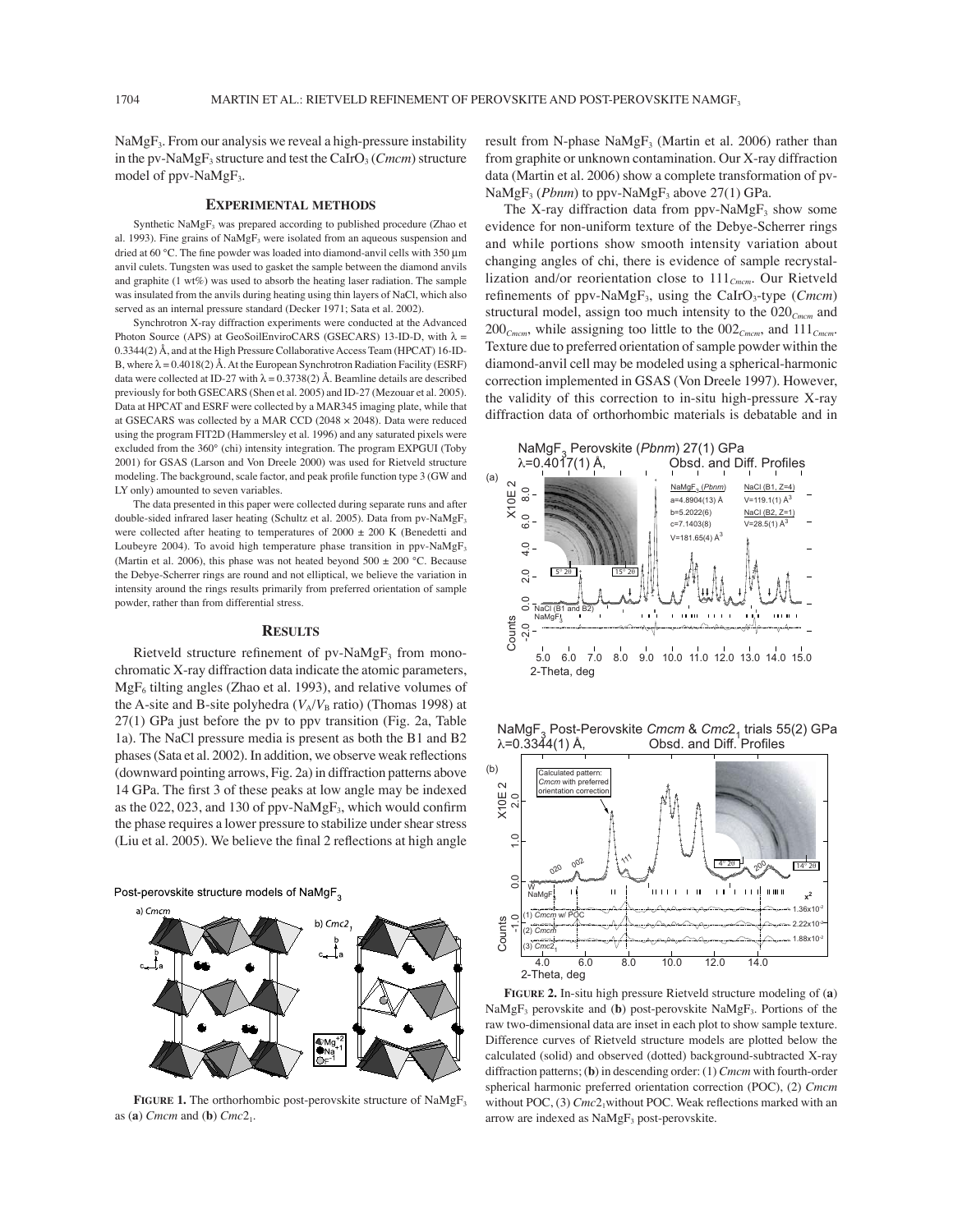$NaMgF_3$. From our analysis we reveal a high-pressure instability in the pv-$NaMgF_3$ structure and test the $CaIrO_3$ (*Cmcm*) structure model of ppv-$NaMgF_3$.

## EXPERIMENTAL METHODS

Synthetic $NaMgF_3$ was prepared according to published procedure (Zhao et al. 1993). Fine grains of $NaMgF_3$ were isolated from an aqueous suspension and dried at 60 °C. The fine powder was loaded into diamond-anvil cells with 350 μm anvil culets. Tungsten was used to gasket the sample between the diamond anvils and graphite (1 wt%) was used to absorb the heating laser radiation. The sample was insulated from the anvils during heating using thin layers of NaCl, which also served as an internal pressure standard (Decker 1971; Sata et al. 2002).

Synchrotron X-ray diffraction experiments were conducted at the Advanced Photon Source (APS) at GeoSoilEnviroCARS (GSECARS) 13-ID-D, with λ = 0.3344(2) Å, and at the High Pressure Collaborative Access Team (HPCAT) 16-ID-B, where λ = 0.4018(2) Å. At the European Synchrotron Radiation Facility (ESRF) data were collected at ID-27 with λ = 0.3738(2) Å. Beamline details are described previously for both GSECARS (Shen et al. 2005) and ID-27 (Mezouar et al. 2005). Data at HPCAT and ESRF were collected by a MAR345 imaging plate, while that at GSECARS was collected by a MAR CCD (2048 × 2048). Data were reduced using the program FIT2D (Hammersley et al. 1996) and any saturated pixels were excluded from the 360° (chi) intensity integration. The program EXPGUI (Toby 2001) for GSAS (Larson and Von Dreele 2000) was used for Rietveld structure modeling. The background, scale factor, and peak profile function type 3 (GW and LY only) amounted to seven variables.

The data presented in this paper were collected during separate runs and after double-sided infrared laser heating (Schultz et al. 2005). Data from pv-$NaMgF_3$ were collected after heating to temperatures of 2000 ± 200 K (Benedetti and Loubeyre 2004). To avoid high temperature phase transition in ppv-$NaMgF_3$ (Martin et al. 2006), this phase was not heated beyond 500 ± 200 °C. Because the Debye-Scherrer rings are round and not elliptical, we believe the variation in intensity around the rings results primarily from preferred orientation of sample powder, rather than from differential stress.

## RESULTS

Rietveld structure refinement of pv-$NaMgF_3$ from monochromatic X-ray diffraction data indicate the atomic parameters, $MgF_6$ tilting angles (Zhao et al. 1993), and relative volumes of the A-site and B-site polyhedra ($V_A/V_B$ ratio) (Thomas 1998) at 27(1) GPa just before the pv to ppv transition (Fig. 2a, Table 1a). The NaCl pressure media is present as both the B1 and B2 phases (Sata et al. 2002). In addition, we observe weak reflections (downward pointing arrows, Fig. 2a) in diffraction patterns above 14 GPa. The first 3 of these peaks at low angle may be indexed as the 022, 023, and 130 of ppv-$NaMgF_3$, which would confirm the phase requires a lower pressure to stabilize under shear stress (Liu et al. 2005). We believe the final 2 reflections at high angle result from N-phase $NaMgF_3$ (Martin et al. 2006) rather than from graphite or unknown contamination. Our X-ray diffraction data (Martin et al. 2006) show a complete transformation of pv-$NaMgF_3$ (*Pbnm*) to ppv-$NaMgF_3$ above 27(1) GPa.

The X-ray diffraction data from ppv-$NaMgF_3$ show some evidence for non-uniform texture of the Debye-Scherrer rings and while portions show smooth intensity variation about changing angles of chi, there is evidence of sample recrystallization and/or reorientation close to $111_{Cmcm}$. Our Rietveld refinements of ppv-$NaMgF_3$, using the $CaIrO_3$-type (*Cmcm*) structural model, assign too much intensity to the $020_{Cmcm}$ and $200_{Cmcm}$, while assigning too little to the $002_{Cmcm}$, and $111_{Cmcm}$. Texture due to preferred orientation of sample powder within the diamond-anvil cell may be modeled using a spherical-harmonic correction implemented in GSAS (Von Dreele 1997). However, the validity of this correction to in-situ high-pressure X-ray diffraction data of orthorhombic materials is debatable and in

**FIGURE 1.** The orthorhombic post-perovskite structure of $NaMgF_3$ as (**a**) *Cmcm* and (**b**) $Cmc2_1$.

**FIGURE 2.** In-situ high pressure Rietveld structure modeling of (**a**) $NaMgF_3$ perovskite and (**b**) post-perovskite $NaMgF_3$. Portions of the raw two-dimensional data are inset in each plot to show sample texture. Difference curves of Rietveld structure models are plotted below the calculated (solid) and observed (dotted) background-subtracted X-ray diffraction patterns; (**b**) in descending order: (1) *Cmcm* with fourth-order spherical harmonic preferred orientation correction (POC), (2) *Cmcm* without POC, (3) $Cmc2_1$ without POC. Weak reflections marked with an arrow are indexed as $NaMgF_3$ post-perovskite.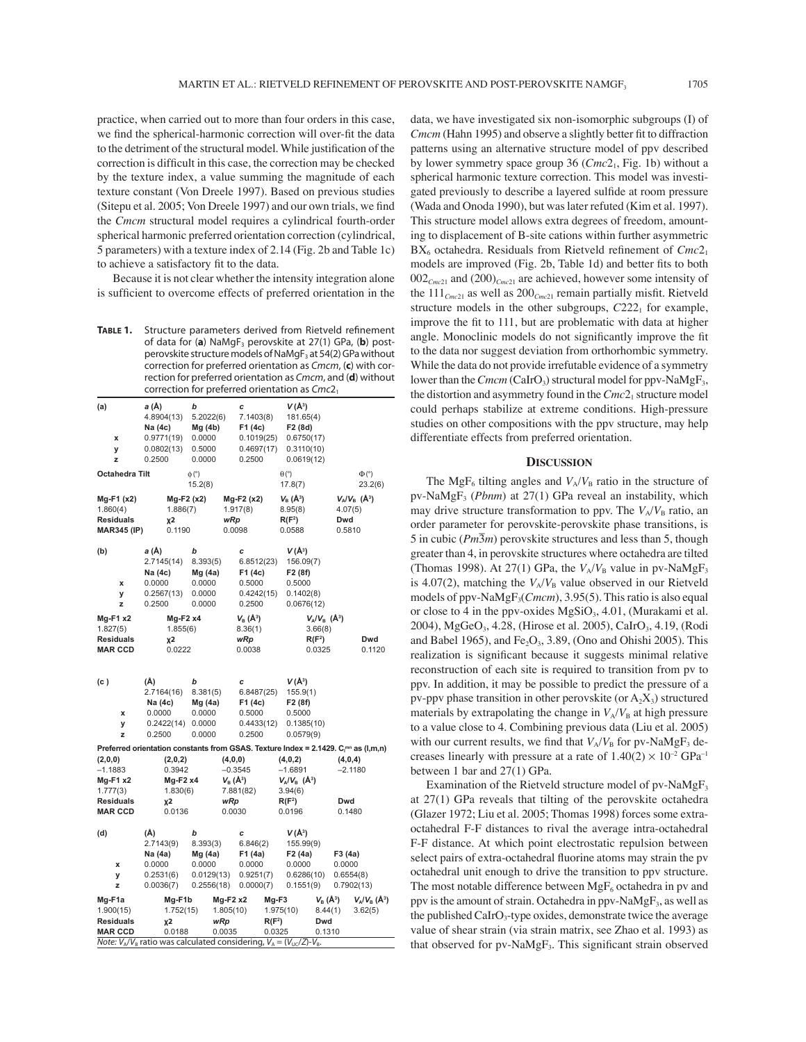practice, when carried out to more than four orders in this case, we find the spherical-harmonic correction will over-fit the data to the detriment of the structural model. While justification of the correction is difficult in this case, the correction may be checked by the texture index, a value summing the magnitude of each texture constant (Von Dreele 1997). Based on previous studies (Sitepu et al. 2005; Von Dreele 1997) and our own trials, we find the *Cmcm* structural model requires a cylindrical fourth-order spherical harmonic preferred orientation correction (cylindrical, 5 parameters) with a texture index of 2.14 (Fig. 2b and Table 1c) to achieve a satisfactory fit to the data.

Because it is not clear whether the intensity integration alone is sufficient to overcome effects of preferred orientation in the

**Table 1.** Structure parameters derived from Rietveld refinement of data for (**a**) $NaMgF_3$ perovskite at 27(1) GPa, (**b**) post-perovskite structure models of $NaMgF_3$ at 54(2) GPa without correction for preferred orientation as *Cmcm*, (**c**) with correction for preferred orientation as *Cmcm*, and (**d**) without correction for preferred orientation as $Cmc2_1$

**(a)**

| | a (Å) | b | c | V (Å³) | | |
|---|---|---|---|---|---|---|
| | 4.8904(13) | 5.2022(6) | 7.1403(8) | 181.65(4) | | |
| | Na (4c) | Mg (4b) | F1 (4c) | F2 (8d) | | |
| x | 0.9771(19) | 0.0000 | 0.1019(25) | 0.6750(17) | | |
| y | 0.0802(13) | 0.5000 | 0.4697(17) | 0.3110(10) | | |
| z | 0.2500 | 0.0000 | 0.2500 | 0.0619(12) | | |
| Octahedra Tilt | | ϕ (°) | | θ (°) | | Φ (°) |
| | | 15.2(8) | | 17.8(7) | | 23.2(6) |
| Mg-F1 (x2) | Mg-F2 (x2) | Mg-F2 (x2) | $V_B$ (Å³) | $V_A/V_B$ (Å³) | | |
| 1.860(4) | 1.886(7) | 1.917(8) | 8.95(8) | 4.07(5) | | |
| Residuals | χ2 | wRp | R(F²) | Dwd | | |
| MAR345 (IP) | 0.1190 | 0.0098 | 0.0588 | 0.5810 | | |

**(b)**

| | a (Å) | b | c | V (Å³) | |
|---|---|---|---|---|---|
| | 2.7145(14) | 8.393(5) | 6.8512(23) | 156.09(7) | |
| | Na (4c) | Mg (4a) | F1 (4c) | F2 (8f) | |
| x | 0.0000 | 0.0000 | 0.5000 | 0.5000 | |
| y | 0.2567(13) | 0.0000 | 0.4242(15) | 0.1402(8) | |
| z | 0.2500 | 0.0000 | 0.2500 | 0.0676(12) | |
| Mg-F1 x2 | Mg-F2 x4 | $V_B$ (Å³) | $V_A/V_B$ (Å³) | | |
| 1.827(5) | 1.855(6) | 8.36(1) | 3.66(8) | | |
| Residuals | χ2 | wRp | R(F²) | Dwd | |
| MAR CCD | 0.0222 | 0.0038 | 0.0325 | 0.1120 | |

**(c)**

| | (Å) | b | c | V (Å³) | |
|---|---|---|---|---|---|
| | 2.7164(16) | 8.381(5) | 6.8487(25) | 155.9(1) | |
| | Na (4c) | Mg (4a) | F1 (4c) | F2 (8f) | |
| x | 0.0000 | 0.0000 | 0.5000 | 0.5000 | |
| y | 0.2422(14) | 0.0000 | 0.4433(12) | 0.1385(10) | |
| z | 0.2500 | 0.0000 | 0.2500 | 0.0579(9) | |
| Preferred orientation constants from GSAS. Texture Index = 2.1429. $C_l^{mn}$ as (l,m,n) | | | | | |
| (2,0,0) | (2,0,2) | (4,0,0) | (4,0,2) | (4,0,4) | |
| −1.1883 | 0.3942 | −0.3545 | −1.6891 | −2.1180 | |
| Mg-F1 x2 | Mg-F2 x4 | $V_B$ (Å³) | $V_A/V_B$ (Å³) | | |
| 1.777(3) | 1.830(6) | 7.881(82) | 3.94(6) | | |
| Residuals | χ2 | wRp | R(F²) | Dwd | |
| MAR CCD | 0.0136 | 0.0030 | 0.0196 | 0.1480 | |

**(d)**

| | (Å) | b | c | V (Å³) | | |
|---|---|---|---|---|---|---|
| | 2.7143(9) | 8.393(3) | 6.846(2) | 155.99(9) | | |
| | Na (4a) | Mg (4a) | F1 (4a) | F2 (4a) | F3 (4a) | |
| x | 0.0000 | 0.0000 | 0.0000 | 0.0000 | 0.0000 | |
| y | 0.2531(6) | 0.0129(13) | 0.9251(7) | 0.6286(10) | 0.6554(8) | |
| z | 0.0036(7) | 0.2556(18) | 0.0000(7) | 0.1551(9) | 0.7902(13) | |
| Mg-F1a | Mg-F1b | Mg-F2 x2 | Mg-F3 | $V_B$ (Å³) | $V_A/V_B$ (Å³) | |
| 1.900(15) | 1.752(15) | 1.805(10) | 1.975(10) | 8.44(1) | 3.62(5) | |
| Residuals | χ2 | wRp | R(F²) | Dwd | | |
| MAR CCD | 0.0188 | 0.0035 | 0.0325 | 0.1310 | | |

*Note:* $V_A/V_B$ ratio was calculated considering, $V_A = (V_{UC}/Z)-V_B$.

data, we have investigated six non-isomorphic subgroups (I) of *Cmcm* (Hahn 1995) and observe a slightly better fit to diffraction patterns using an alternative structure model of ppv described by lower symmetry space group 36 ($Cmc2_1$, Fig. 1b) without a spherical harmonic texture correction. This model was investigated previously to describe a layered sulfide at room pressure (Wada and Onoda 1990), but was later refuted (Kim et al. 1997). This structure model allows extra degrees of freedom, amounting to displacement of B-site cations within further asymmetric $BX_6$ octahedra. Residuals from Rietveld refinement of $Cmc2_1$ models are improved (Fig. 2b, Table 1d) and better fits to both $002_{Cmc21}$ and $(200)_{Cmc21}$ are achieved, however some intensity of the $111_{Cmc21}$ as well as $200_{Cmc21}$ remain partially misfit. Rietveld structure models in the other subgroups, $C222_1$ for example, improve the fit to 111, but are problematic with data at higher angle. Monoclinic models do not significantly improve the fit to the data nor suggest deviation from orthorhombic symmetry. While the data do not provide irrefutable evidence of a symmetry lower than the *Cmcm* ($CaIrO_3$) structural model for ppv-$NaMgF_3$, the distortion and asymmetry found in the $Cmc2_1$ structure model could perhaps stabilize at extreme conditions. High-pressure studies on other compositions with the ppv structure, may help differentiate effects from preferred orientation.

## Discussion

The $MgF_6$ tilting angles and $V_A/V_B$ ratio in the structure of pv-$NaMgF_3$ (*Pbnm*) at 27(1) GPa reveal an instability, which may drive structure transformation to ppv. The $V_A/V_B$ ratio, an order parameter for perovskite-perovskite phase transitions, is 5 in cubic ($Pm\overline{3}m$) perovskite structures and less than 5, though greater than 4, in perovskite structures where octahedra are tilted (Thomas 1998). At 27(1) GPa, the $V_A/V_B$ value in pv-$NaMgF_3$ is 4.07(2), matching the $V_A/V_B$ value observed in our Rietveld models of ppv-$NaMgF_3$(*Cmcm*), 3.95(5). This ratio is also equal or close to 4 in the ppv-oxides $MgSiO_3$, 4.01, (Murakami et al. 2004), $MgGeO_3$, 4.28, (Hirose et al. 2005), $CaIrO_3$, 4.19, (Rodi and Babel 1965), and $Fe_2O_3$, 3.89, (Ono and Ohishi 2005). This realization is significant because it suggests minimal relative reconstruction of each site is required to transition from pv to ppv. In addition, it may be possible to predict the pressure of a pv-ppv phase transition in other perovskite (or $A_2X_3$) structured materials by extrapolating the change in $V_A/V_B$ at high pressure to a value close to 4. Combining previous data (Liu et al. 2005) with our current results, we find that $V_A/V_B$ for pv-$NaMgF_3$ decreases linearly with pressure at a rate of $1.40(2) \times 10^{-2}$ GPa$^{-1}$ between 1 bar and 27(1) GPa.

Examination of the Rietveld structure model of pv-$NaMgF_3$ at 27(1) GPa reveals that tilting of the perovskite octahedra (Glazer 1972; Liu et al. 2005; Thomas 1998) forces some extra-octahedral F-F distances to rival the average intra-octahedral F-F distance. At which point electrostatic repulsion between select pairs of extra-octahedral fluorine atoms may strain the pv octahedral unit enough to drive the transition to ppv structure. The most notable difference between $MgF_6$ octahedra in pv and ppv is the amount of strain. Octahedra in ppv-$NaMgF_3$, as well as the published $CaIrO_3$-type oxides, demonstrate twice the average value of shear strain (via strain matrix, see Zhao et al. 1993) as that observed for pv-$NaMgF_3$. This significant strain observed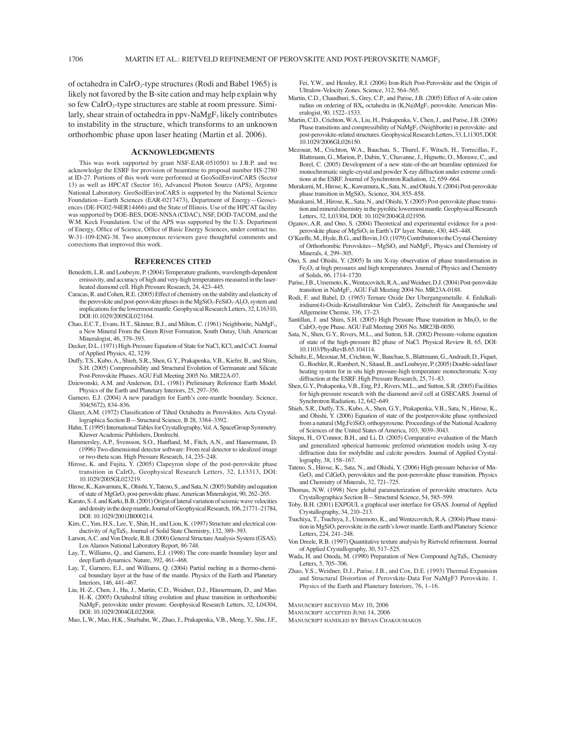of octahedra in $CaIrO_3$-type structures (Rodi and Babel 1965) is likely not favored by the B-site cation and may help explain why so few $CaIrO_3$-type structures are stable at room pressure. Similarly, shear strain of octahedra in ppv-$NaMgF_3$ likely contributes to instability in the structure, which transforms to an unknown orthorhombic phase upon laser heating (Martin et al. 2006).

## Acknowledgments

This was work supported by grant NSF-EAR-0510501 to J.B.P. and we acknowledge the ESRF for provision of beamtime to proposal number HS-2780 at ID-27. Portions of this work were performed at GeoSoilEnviroCARS (Sector 13) as well as HPCAT (Sector 16), Advanced Photon Source (APS), Argonne National Laboratory. GeoSoilEnviroCARS is supported by the National Science Foundation—Earth Sciences (EAR-0217473), Department of Energy—Geosciences (DE-FG02-94ER14466) and the State of Illinois. Use of the HPCAT facility was supported by DOE-BES, DOE-NNSA (CDAC), NSF, DOD-TACOM, and the W.M. Keck Foundation. Use of the APS was supported by the U.S. Department of Energy, Office of Science, Office of Basic Energy Sciences, under contract no. W-31-109-ENG-38. Two anonymous reviewers gave thoughtful comments and corrections that improved this work.

## References cited

Benedetti, L.R. and Loubeyre, P. (2004) Temperature gradients, wavelength-dependent emissivity, and accuracy of high and very-high temperatures measured in the laser-heated diamond cell. High Pressure Research, 24, 423–445.

Caracas, R. and Cohen, R.E. (2005) Effect of chemistry on the stability and elasticity of the perovskite and post-perovskite phases in the $MgSiO_3$-$FeSiO_3$-$Al_2O_3$ system and implications for the lowermost mantle. Geophysical Research Letters, 32, L16310, DOI:10.1029/2005GL023164.

Chao, E.C.T., Evans, H.T., Skinner, B.J., and Milton, C. (1961) Neighborite, $NaMgF_3$, a New Mineral From the Green River Formation, South Ouray, Utah. American Mineralogist, 46, 379–393.

Decker, D.L. (1971) High-Pressure Equation of State for NaCl, KCl, and CsCl. Journal of Applied Physics, 42, 3239.

Duffy, T.S., Kubo, A., Shieh, S.R., Shen, G.Y., Prakapenka, V.B., Kiefer, B., and Shim, S.H. (2005) Compressibility and Structural Evolution of Germanate and Silicate Post-Perovskite Phases. AGU Fall Meeting 2005 No. MR22A-07.

Dziewonski, A.M. and Anderson, D.L. (1981) Preliminary Reference Earth Model. Physics of the Earth and Planetary Interiors, 25, 297–356.

Garnero, E.J. (2004) A new paradigm for Earth's core-mantle boundary. Science, 304(5672), 834–836.

Glazer, A.M. (1972) Classification of Tilted Octahedra in Perovskites. Acta Crystallographica Section B—Structural Science, B 28, 3384–3392.

Hahn, T. (1995) International Tables for Crystallography, Vol. A, Space Group Symmetry. Kluwer Academic Publishers, Dordrecht.

Hammersley, A.P., Svensson, S.O., Hanfland, M., Fitch, A.N., and Hausermann, D. (1996) Two-dimensional detector software: From real detector to idealized image or two-theta scan. High Pressure Research, 14, 235–248.

Hirose, K. and Fujita, Y. (2005) Clapeyron slope of the post-perovskite phase transition in $CaIrO_3$. Geophysical Research Letters, 32, L13313, DOI: 10.1029/2005GL023219.

Hirose, K., Kawamura, K., Ohishi, Y., Tateno, S., and Sata, N. (2005) Stability and equation of state of $MgGeO_3$ post-perovskite phase. American Mineralogist, 90, 262–265.

Karato, S.-I. and Karki, B.B. (2001) Origin of lateral variation of seismic wave velocities and density in the deep mantle, Journal of Geophysical Research, 106, 21771–21784, DOI: 10.1029/2001JB000214.

Kim, C., Yun, H.S., Lee, Y., Shin, H., and Liou, K. (1997) Structure and electrical conductivity of $AgTaS_3$. Journal of Solid State Chemistry, 132, 389–393.

Larson, A.C. and Von Dreele, R.B. (2000) General Structure Analysis System (GSAS). Los Alamos National Laboratory Report, 86-748.

Lay, T., Williams, Q., and Garnero, E.J. (1998) The core-mantle boundary layer and deep Earth dynamics. Nature, 392, 461–468.

Lay, T., Garnero, E.J., and Williams, Q. (2004) Partial melting in a thermo-chemical boundary layer at the base of the mantle. Physics of the Earth and Planetary Interiors, 146, 441–467.

Liu, H.-Z., Chen, J., Hu, J., Martin, C.D., Weidner, D.J., Häusermann, D., and Mao. H.-K. (2005) Octahedral tilting evolution and phase transition in orthorhombic $NaMgF_3$ perovskite under pressure. Geophysical Research Letters, 32, L04304, DOI: 10.1029/2004GL022068.

Mao, L.W., Mao, H.K., Sturhahn, W., Zhao, J., Prakapenka, V.B., Meng, Y., Shu, J.F., Fei, Y.W., and Hemley, R.J. (2006) Iron-Rich Post-Perovskite and the Origin of Ultralow-Velocity Zones. Science, 312, 564–565.

Martin, C.D., Chaudhuri, S., Grey, C.P., and Parise, J.B. (2005) Effect of A-site cation radius on ordering of $BX_6$ octahedra in $(K,Na)MgF_3$ perovskite. American Mineralogist, 90, 1522–1533.

Martin, C.D., Crichton, W.A., Liu, H., Prakapenka, V., Chen, J., and Parise, J.B. (2006) Phase transitions and compressibility of $NaMgF_3$ (Neighborite) in perovskite- and post-perovskite-related structures. Geophysical Research Letters, 33, L11305, DOI: 10.1029/2006GL026150.

Mezouar, M., Crichton, W.A., Bauchau, S., Thurel, F., Witsch, H., Torrecillas, F., Blattmann, G., Marion, P., Dabin, Y., Chavanne, J., Hignette, O., Morawe, C., and Borel, C. (2005) Development of a new state-of-the-art beamline optimized for monochromatic single-crystal and powder X-ray diffraction under extreme conditions at the ESRF. Journal of Synchrotron Radiation, 12, 659–664.

Murakami, M., Hirose, K., Kawamura, K., Sata, N., and Ohishi, Y. (2004) Post-perovskite phase transition in $MgSiO_3$. Science, 304, 855–858.

Murakami, M., Hirose, K., Sata, N., and Ohishi, Y. (2005) Post-perovskite phase transition and mineral chemistry in the pyrolitic lowermost mantle. Geophysical Research Letters, 32, L03304, DOI: 10.1029/2004GL021956.

Oganov, A.R. and Ono, S. (2004) Theoretical and experimental evidence for a post-perovskite phase of $MgSiO_3$ in Earth's D'' layer. Nature, 430, 445–448.

O'Keeffe, M., Hyde, B.G., and Bovin, J.O. (1979) Contribution to the Crystal-Chemistry of Orthorhombic Perovskites—$MgSiO_3$ and $NaMgF_3$. Physics and Chemistry of Minerals, 4, 299–305.

Ono, S. and Ohishi, Y. (2005) In situ X-ray observation of phase transformation in $Fe_2O_3$ at high pressures and high temperatures. Journal of Physics and Chemistry of Solids, 66, 1714–1720.

Parise, J.B., Umemoto, K., Wentzcovitch, R.A., and Weidner, D.J. (2004) Post-perovskite transition in $NaMgF_3$. AGU Fall Meeting 2004 No. MR23A-0188.

Rodi, F. and Babel, D. (1965) Ternare Oxide Der Ubergangsmetalle. 4. Erdalkaliiridium(4)-Oxide-Kristallstruktur Von $CaIrO_3$. Zeitschrift für Anorganische und Allgemeine Chemie, 336, 17–23.

Santillan, J. and Shim, S.H. (2005) High Pressure Phase transition in $Mn_2O_3$ to the $CaIrO_3$-type Phase. AGU Fall Meeting 2005 No. MR23B-0050.

Sata, N., Shen, G.Y., Rivers, M.L., and Sutton, S.R. (2002) Pressure-volume equation of state of the high-pressure B2 phase of NaCl. Physical Review B, 65, DOI: 10.1103/PhysRevB.65.104114.

Schultz, E., Mezouar, M., Crichton, W., Bauchau, S., Blattmann, G., Andrault, D., Fiquet, G., Boehler, R., Rambert, N., Sitaud, B., and Loubeyre, P. (2005) Double-sided laser heating system for in situ high pressure-high temperature monochromatic X-ray diffraction at the ESRF. High Pressure Research, 25, 71–83.

Shen, G.Y., Prakapenka, V.B., Eng, P.J., Rivers, M.L., and Sutton, S.R. (2005) Facilities for high-pressure research with the diamond anvil cell at GSECARS. Journal of Synchrotron Radiation, 12, 642–649.

Shieh, S.R., Duffy, T.S., Kubo, A., Shen, G.Y., Prakapenka, V.B., Sata, N., Hirose, K., and Ohishi, Y. (2006) Equation of state of the postperovskite phase synthesized from a natural $(Mg,Fe)SiO_3$ orthopyroxene. Proceedings of the National Academy of Sciences of the United States of America, 103, 3039–3043.

Sitepu, H., O'Connor, B.H., and Li, D. (2005) Comparative evaluation of the March and generalized spherical harmonic preferred orientation models using X-ray diffraction data for molybdite and calcite powders. Journal of Applied Crystallography, 38, 158–167.

Tateno, S., Hirose, K., Sata, N., and Ohishi, Y. (2006) High-pressure behavior of $MnGeO_3$ and $CdGeO_3$ perovskites and the post-perovskite phase transition. Physics and Chemistry of Minerals, 32, 721–725.

Thomas, N.W. (1998) New global parameterization of perovskite structures. Acta Crystallographica Section B—Structural Science, 54, 585–599.

Toby, B.H. (2001) EXPGUI, a graphical user interface for GSAS. Journal of Applied Crystallography, 34, 210–213.

Tsuchiya, T., Tsuchiya, J., Umemoto, K., and Wentzcovitch, R.A. (2004) Phase transition in $MgSiO_3$ perovskite in the earth's lower mantle. Earth and Planetary Science Letters, 224, 241–248.

Von Dreele, R.B. (1997) Quantitative texture analysis by Rietveld refinement. Journal of Applied Crystallography, 30, 517–525.

Wada, H. and Onoda, M. (1990) Preparation of New Compound $AgTaS_3$. Chemistry Letters, 5, 705–706.

Zhao, Y.S., Weidner, D.J., Parise, J.B., and Cox, D.E. (1993) Thermal-Expansion and Structural Distortion of Perovskite-Data For NaMgF3 Perovskite. 1. Physics of the Earth and Planetary Interiors, 76, 1–16.

Manuscript received May 10, 2006
Manuscript accepted June 14, 2006
Manuscript handled by Bryan Chakoumakos